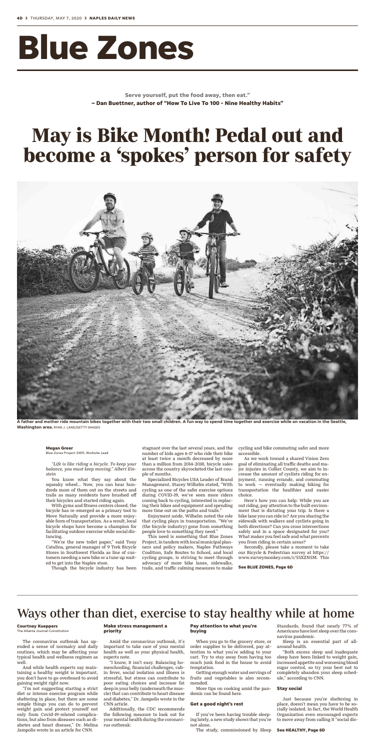# Blue Zones

**Serve yourself, put the food away, then eat."**
**– Dan Buettner, author of "How To Live To 100 - Nine Healthy Habits"**

# May is Bike Month! Pedal out and become a 'spokes' person for safety

**A father and mother ride mountain bikes together with their two small children. A fun way to spend time together and exercise while on vacation in the Seattle, Washington area.** RYAN J. LANE/GETTY IMAGES

**Megan Greer**
Blue Zones Project-SWFL Worksite Lead

*"Life is like riding a bicycle. To keep your balance, you must keep moving." Albert Einstein*

You know what they say about the squeaky wheel... Now, you can hear hundreds more of them out on the streets and trails as many residents have brushed off their bicycles and started riding again.

With gyms and fitness centers closed, the bicycle has re-emerged as a primary tool to Move Naturally and provide a more enjoyable form of transportation. As a result, local bicycle shops have become a champion for facilitating outdoor exercise while social distancing.

"We're the new toilet paper," said Tony Catalina, general manager of 9 Trek Bicycle Stores in Southwest Florida as line of customers needing a new bike or a tune up waited to get into the Naples store.

Though the bicycle industry has been stagnant over the last several years, and the number of kids ages 6-17 who ride their bike at least twice a month decreased by more than a million from 2014-2018, bicycle sales across the country skyrocketed the last couple of months.

Specialized Bicycles USA Leader of Brand Management, Stacey Wilhelm stated, "With cycling as one of the safer exercise options during COVID-19, we've seen more riders coming back to cycling, interested in replacing their bikes and equipment and spending more time out on the paths and trails."

Enjoyment aside, Wilhelm noted the role that cycling plays in transportation. "We've (the bicycle industry) gone from something people love to something they need."

This need is something that Blue Zones Project, in tandem with local municipal planners and policy makers, Naples Pathways Coalition, Safe Routes to School, and local cycling groups, is striving to meet through advocacy of more bike lanes, sidewalks, trails, and traffic calming measures to make cycling and bike commuting safer and more accessible.

As we work toward a shared Vision Zero goal of eliminating all traffic deaths and major injuries in Collier County, we aim to increase the amount of cyclists riding for enjoyment, running errands, and commuting to work — eventually making biking for transportation the healthier and easier choice.

Here's how you can help: While you are out riding, pay attention to the built environment that is dictating your trip. Is there a bike lane you can ride in? Are you sharing the sidewalk with walkers and cyclists going in both directions? Can you cross intersections safely and in a space designated for you? What makes you feel safe and what prevents you from riding in certain areas?

Secondly, please take a moment to take our Bicycle & Pedestrian survey at https://www.surveymonkey.com/r/55XZN5M. This

**See BLUE ZONES, Page 6D**

# Ways other than diet, exercise to stay healthy while at home

**Courtney Kueppers**
The Atlanta Journal-Constitution

The coronavirus outbreak has upended a sense of normalcy and daily routines, which may be affecting your typical health and wellness regimen as well.

And while health experts say maintaining a healthy weight is important, you don't have to go overboard to avoid gaining weight right now.

"I'm not suggesting starting a strict diet or intense exercise program while sheltering in place, but there are some simple things you can do to prevent weight gain and protect yourself not only from Covid-19-related complications, but also from diseases such as diabetes and heart disease," Dr. Melina Jampolis wrote in an article for CNN.

### Make stress management a priority

Amid the coronavirus outbreak, it's important to take care of your mental health as well as your physical health, experts note.

"I know, it isn't easy. Balancing homeschooling, financial challenges, cabin fever, social isolation and illness is stressful, but stress can contribute to poor eating choices and increase fat deep in your belly (underneath the muscle) that can contribute to heart disease and diabetes," Dr. Jampolis wrote in the CNN article.

Additionally, the CDC recommends the following measure to look out for your mental health during the coronavirus outbreak:

### Pay attention to what you're buying

When you go to the grocery store, or order supplies to be delivered, pay attention to what you're adding to your cart. Try to stay away from having too much junk food in the house to avoid temptation.

Getting enough water and servings of fruits and vegetables is also recommended.

More tips on cooking amid the pandemic can be found here.

### Get a good night's rest

If you've been having trouble sleeping lately, a new study shows that you're not alone.

The study, commissioned by Sleep Standards, found that nearly 77% of Americans have lost sleep over the coronavirus pandemic.

Sleep is an essential part of all-around health.

"Both excess sleep and inadequate sleep have been linked to weight gain, increased appetite and worsening blood sugar control, so try your best not to completely abandon your sleep schedule," according to CNN.

### Stay social

Just because you're sheltering in place, doesn't mean you have to be socially isolated. In fact, the World Health Organization even encouraged experts to move away from calling it "social dis-

**See HEALTHY, Page 6D**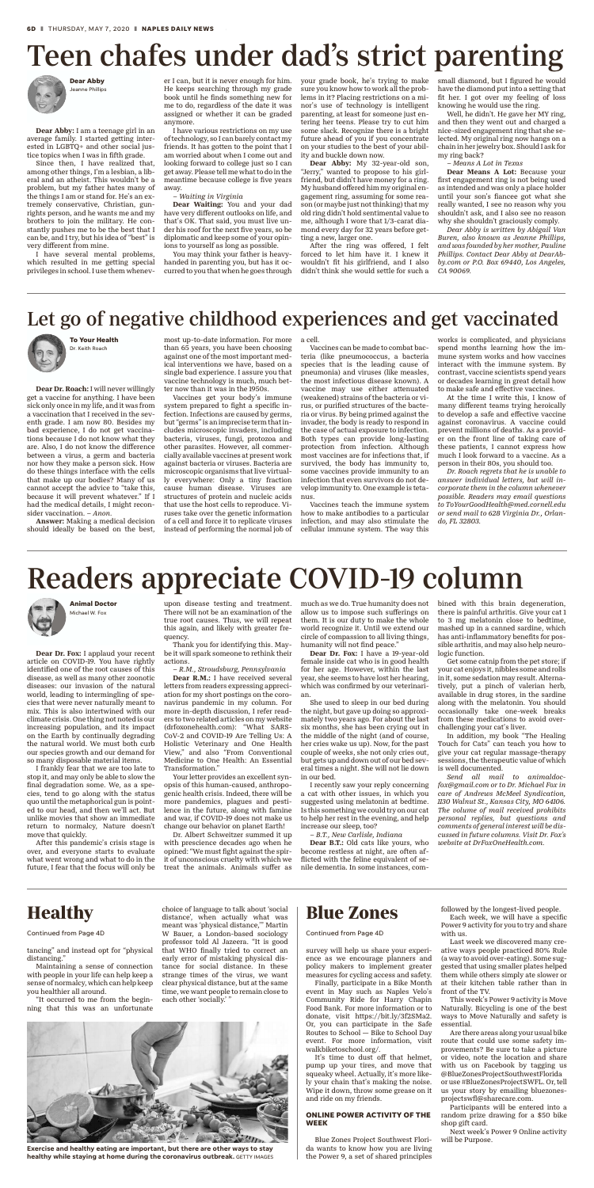# Teen chafes under dad's strict parenting

**Dear Abby**
Jeanne Phillips

**Dear Abby:** I am a teenage girl in an average family. I started getting interested in LGBTQ+ and other social justice topics when I was in fifth grade.

Since then, I have realized that, among other things, I'm a lesbian, a liberal and an atheist. This wouldn't be a problem, but my father hates many of the things I am or stand for. He's an extremely conservative, Christian, gun-rights person, and he wants me and my brothers to join the military. He constantly pushes me to be the best that I can be, and I try, but his idea of "best" is very different from mine.

I have several mental problems, which resulted in me getting special privileges in school. I use them whenever I can, but it is never enough for him. He keeps searching through my grade book until he finds something new for me to do, regardless of the date it was assigned or whether it can be graded anymore.

I have various restrictions on my use of technology, so I can barely contact my friends. It has gotten to the point that I am worried about when I come out and looking forward to college just so I can get away. Please tell me what to do in the meantime because college is five years away.

*– Waiting in Virginia*

**Dear Waiting:** You and your dad have very different outlooks on life, and that's OK. That said, you must live under his roof for the next five years, so be diplomatic and keep some of your opinions to yourself as long as possible.

You may think your father is heavy-handed in parenting you, but has it occurred to you that when he goes through your grade book, he's trying to make sure you know how to work all the problems in it? Placing restrictions on a minor's use of technology is intelligent parenting, at least for someone just entering her teens. Please try to cut him some slack. Recognize there is a bright future ahead of you if you concentrate on your studies to the best of your ability and buckle down now.

**Dear Abby:** My 32-year-old son, "Jerry," wanted to propose to his girlfriend, but didn't have money for a ring. My husband offered him my original engagement ring, assuming for some reason (or maybe just not thinking) that my old ring didn't hold sentimental value to me, although I wore that 1/3-carat diamond every day for 32 years before getting a new, larger one.

After the ring was offered, I felt forced to let him have it. I knew it wouldn't fit his girlfriend, and I also didn't think she would settle for such a small diamond, but I figured he would have the diamond put into a setting that fit her. I got over my feeling of loss knowing he would use the ring.

Well, he didn't. He gave her MY ring, and then they went out and charged a nice-sized engagement ring that she selected. My original ring now hangs on a chain in her jewelry box. Should I ask for my ring back?

*– Means A Lot in Texas*

**Dear Means A Lot:** Because your first engagement ring is not being used as intended and was only a place holder until your son's fiancee got what she really wanted, I see no reason why you shouldn't ask, and I also see no reason why she shouldn't graciously comply.

*Dear Abby is written by Abigail Van Buren, also known as Jeanne Phillips, and was founded by her mother, Pauline Phillips. Contact Dear Abby at DearAbby.com or P.O. Box 69440, Los Angeles, CA 90069.*

# Let go of negative childhood experiences and get vaccinated

**To Your Health**
Dr. Keith Roach

**Dear Dr. Roach:** I will never willingly get a vaccine for anything. I have been sick only once in my life, and it was from a vaccination that I received in the seventh grade. I am now 80. Besides my bad experience, I do not get vaccinations because I do not know what they are. Also, I do not know the difference between a virus, a germ and bacteria nor how they make a person sick. How do these things interface with the cells that make up our bodies? Many of us cannot accept the advice to "take this, because it will prevent whatever." If I had the medical details, I might reconsider vaccination. *– Anon.*

**Answer:** Making a medical decision should ideally be based on the best, most up-to-date information. For more than 65 years, you have been choosing against one of the most important medical interventions we have, based on a single bad experience. I assure you that vaccine technology is much, much better now than it was in the 1950s.

Vaccines get your body's immune system prepared to fight a specific infection. Infections are caused by germs, but "germs" is an imprecise term that includes microscopic invaders, including bacteria, viruses, fungi, protozoa and other parasites. However, all commercially available vaccines at present work against bacteria or viruses. Bacteria are microscopic organisms that live virtually everywhere: Only a tiny fraction cause human disease. Viruses are structures of protein and nucleic acids that use the host cells to reproduce. Viruses take over the genetic information of a cell and force it to replicate viruses instead of performing the normal job of a cell.

Vaccines can be made to combat bacteria (like pneumococcus, a bacteria species that is the leading cause of pneumonia) and viruses (like measles, the most infectious disease known). A vaccine may use either attenuated (weakened) strains of the bacteria or virus, or purified structures of the bacteria or virus. By being primed against the invader, the body is ready to respond in the case of actual exposure to infection. Both types can provide long-lasting protection from infection. Although most vaccines are for infections that, if survived, the body has immunity to, some vaccines provide immunity to an infection that even survivors do not develop immunity to. One example is tetanus.

Vaccines teach the immune system how to make antibodies to a particular infection, and may also stimulate the cellular immune system. The way this works is complicated, and physicians spend months learning how the immune system works and how vaccines interact with the immune system. By contrast, vaccine scientists spend years or decades learning in great detail how to make safe and effective vaccines.

At the time I write this, I know of many different teams trying heroically to develop a safe and effective vaccine against coronavirus. A vaccine could prevent millions of deaths. As a provider on the front line of taking care of these patients, I cannot express how much I look forward to a vaccine. As a person in their 80s, you should too.

*Dr. Roach regrets that he is unable to answer individual letters, but will incorporate them in the column whenever possible. Readers may email questions to ToYourGoodHealth@med.cornell.edu or send mail to 628 Virginia Dr., Orlando, FL 32803.*

# Readers appreciate COVID-19 column

**Animal Doctor**
Michael W. Fox

**Dear Dr. Fox:** I applaud your recent article on COVID-19. You have rightly identified one of the root causes of this disease, as well as many other zoonotic diseases: our invasion of the natural world, leading to intermingling of species that were never naturally meant to mix. This is also intertwined with our climate crisis. One thing not noted is our increasing population, and its impact on the Earth by continually degrading the natural world. We must both curb our species growth and our demand for so many disposable material items.

I frankly fear that we are too late to stop it, and may only be able to slow the final degradation some. We, as a species, tend to go along with the status quo until the metaphorical gun is pointed to our head, and then we'll act. But unlike movies that show we are rescued in the end, I fear we will rescue ourselves too late.

After this pandemic's crisis stage is over, and everyone starts to evaluate what went wrong and what to do in the future, I fear that the focus will only be upon disease testing and treatment. There will not be an examination of the true root causes. Thus, we will repeat this again, and likely with greater frequency.

Thank you for identifying this. Maybe it will spark someone to rethink their actions.

*– R.M., Stroudsburg, Pennsylvania*

**Dear R.M.:** I have received several letters from readers expressing appreciation for my short postings on the coronavirus pandemic in my column. For more in-depth discussion, I refer readers to two related articles on my website (drfoxonehealth.com): "What SARS-CoV-2 and COVID-19 Are Telling Us: A Holistic Veterinary and One Health View," and also "From Conventional Medicine to One Health: An Essential Transformation."

Your letter provides an excellent synopsis of this human-caused, anthropogenic health crisis. Indeed, there will be more pandemics, plagues and pestilence in the future, along with famine and war, if COVID-19 does not make us change our behavior on planet Earth!

Dr. Albert Schweitzer summed it up with prescience decades ago when he opined: "We must fight against the spirit of unconscious cruelty with which we treat the animals. Animals suffer as much as we do. True humanity does not allow us to impose such sufferings on them. It is our duty to make the whole world recognize it. Until we extend our circle of compassion to all living things, humanity will not find peace."

**Dear Dr. Fox:** I have a 19-year-old female inside cat who is in good health for her age. However, within the last year, she seems to have lost her hearing, which was confirmed by our veterinarian.

She used to sleep in our bed during the night, but gave up doing so approximately two years ago. For about the last six months, she has been crying out in the middle of the night (and of course, her cries wake us up). Now, for the past couple of weeks, she not only cries out, but gets up and down out of our bed several times a night. She will not lie down in our bed.

I recently saw your reply concerning a cat with other issues, in which you suggested using melatonin at bedtime. Is this something we could try on our cat to help her rest in the evening, and help increase our sleep, too?

*– B.T., New Carlisle, Indiana*

**Dear B.T.:** Old cats like yours, who become restless at night, are often afflicted with the feline equivalent of senile dementia. In some instances, combined with this brain degeneration, there is painful arthritis. Give your cat 1 to 3 mg melatonin close to bedtime, mashed up in a canned sardine, which has anti-inflammatory benefits for possible arthritis, and may also help neurologic function.

Get some catnip from the pet store; if your cat enjoys it, nibbles some and rolls in it, some sedation may result. Alternatively, put a pinch of valerian herb, available in drug stores, in the sardine along with the melatonin. You should occasionally take one-week breaks from these medications to avoid over-challenging your cat's liver.

In addition, my book "The Healing Touch for Cats" can teach you how to give your cat regular massage-therapy sessions, the therapeutic value of which is well documented.

*Send all mail to animaldocfox@gmail.com or to Dr. Michael Fox in care of Andrews McMeel Syndication, 1130 Walnut St., Kansas City, MO 64106. The volume of mail received prohibits personal replies, but questions and comments of general interest will be discussed in future columns. Visit Dr. Fox's website at DrFoxOneHealth.com.*

## Healthy

Continued from Page 4D

tancing" and instead opt for "physical distancing."

Maintaining a sense of connection with people in your life can help keep a sense of normalcy, which can help keep you healthier all around.

"It occurred to me from the beginning that this was an unfortunate choice of language to talk about 'social distance', when actually what was meant was 'physical distance,'" Martin W Bauer, a London-based sociology professor told Al Jazeera. "It is good that WHO finally tried to correct an early error of mistaking physical distance for social distance. In these strange times of the virus, we want clear physical distance, but at the same time, we want people to remain close to each other 'socially.' "

**Exercise and healthy eating are important, but there are other ways to stay healthy while staying at home during the coronavirus outbreak.** GETTY IMAGES

## Blue Zones

Continued from Page 4D

survey will help us share your experience as we encourage planners and policy makers to implement greater measures for cycling access and safety.

Finally, participate in a Bike Month event in May such as Naples Velo's Community Ride for Harry Chapin Food Bank. For more information or to donate, visit https://bit.ly/3f2SMa2. Or, you can participate in the Safe Routes to School — Bike to School Day event. For more information, visit walkbiketoschool.org/.

It's time to dust off that helmet, pump up your tires, and move that squeaky wheel. Actually, it's more likely your chain that's making the noise. Wipe it down, throw some grease on it and ride on my friends.

### ONLINE POWER ACTIVITY OF THE WEEK

Blue Zones Project Southwest Florida wants to know how you are living the Power 9, a set of shared principles followed by the longest-lived people.

Each week, we will have a specific Power 9 activity for you to try and share with us.

Last week we discovered many creative ways people practiced 80% Rule (a way to avoid over-eating). Some suggested that using smaller plates helped them while others simply ate slower or at their kitchen table rather than in front of the TV.

This week's Power 9 activity is Move Naturally. Bicycling is one of the best ways to Move Naturally and safety is essential.

Are there areas along your usual bike route that could use some safety improvements? Be sure to take a picture or video, note the location and share with us on Facebook by tagging us @BlueZonesProjectSouthwestFlorida or use #BlueZonesProjectSWFL. Or, tell us your story by emailing bluezonesprojectswfl@sharecare.com.

Participants will be entered into a random prize drawing for a $50 bike shop gift card.

Next week's Power 9 Online activity will be Purpose.